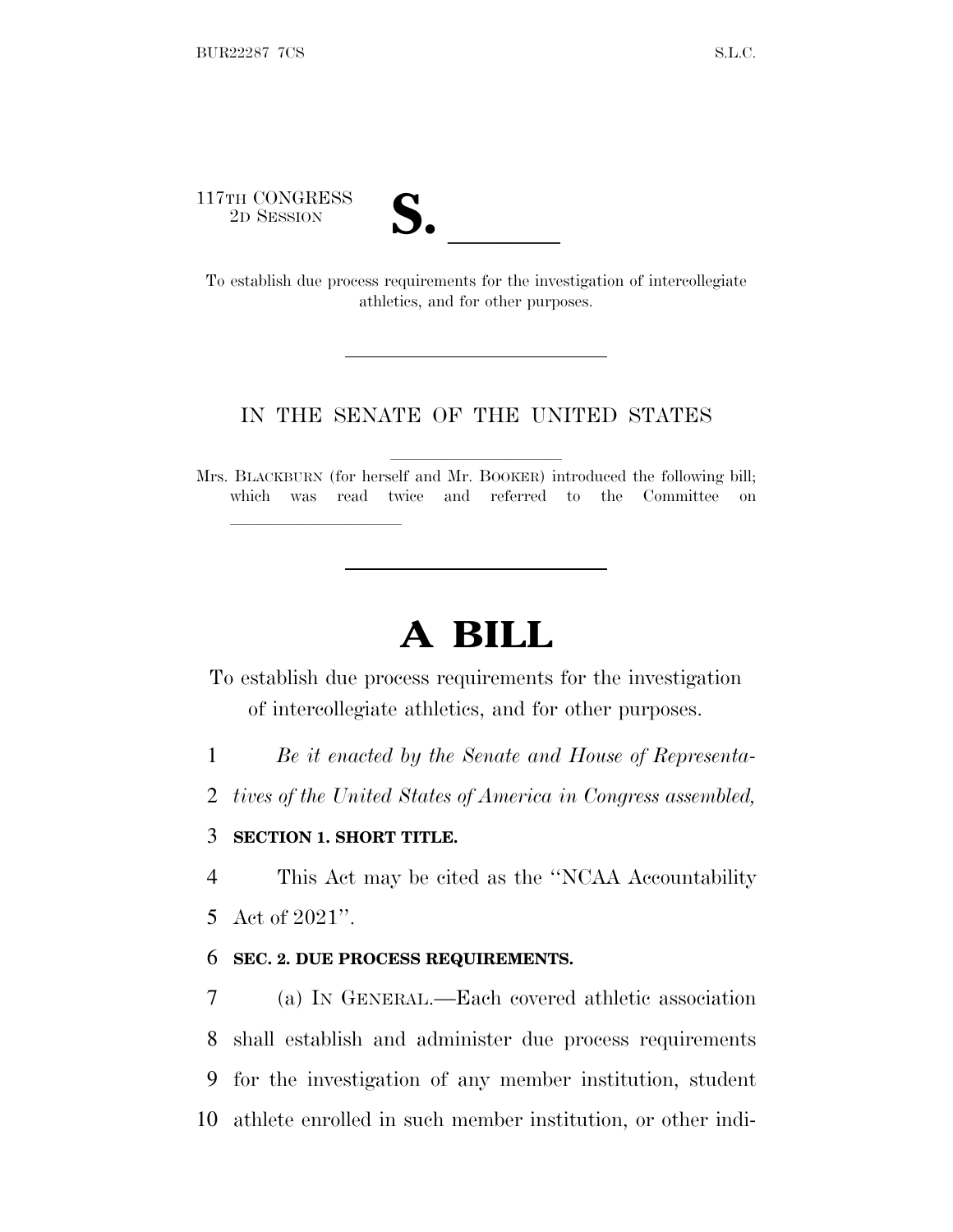117TH CONGRESS
2D SESSION

# S. \_\_\_\_\_\_

To establish due process requirements for the investigation of intercollegiate athletics, and for other purposes.

---

IN THE SENATE OF THE UNITED STATES

Mrs. BLACKBURN (for herself and Mr. BOOKER) introduced the following bill; which was read twice and referred to the Committee on \_\_\_\_\_\_\_\_\_\_\_\_\_\_\_\_

---

# A BILL

To establish due process requirements for the investigation of intercollegiate athletics, and for other purposes.

1 *Be it enacted by the Senate and House of Representa-*
2 *tives of the United States of America in Congress assembled,*

3 **SECTION 1. SHORT TITLE.**

4 This Act may be cited as the "NCAA Accountability
5 Act of 2021".

6 **SEC. 2. DUE PROCESS REQUIREMENTS.**

7 (a) IN GENERAL.—Each covered athletic association
8 shall establish and administer due process requirements
9 for the investigation of any member institution, student
10 athlete enrolled in such member institution, or other indi-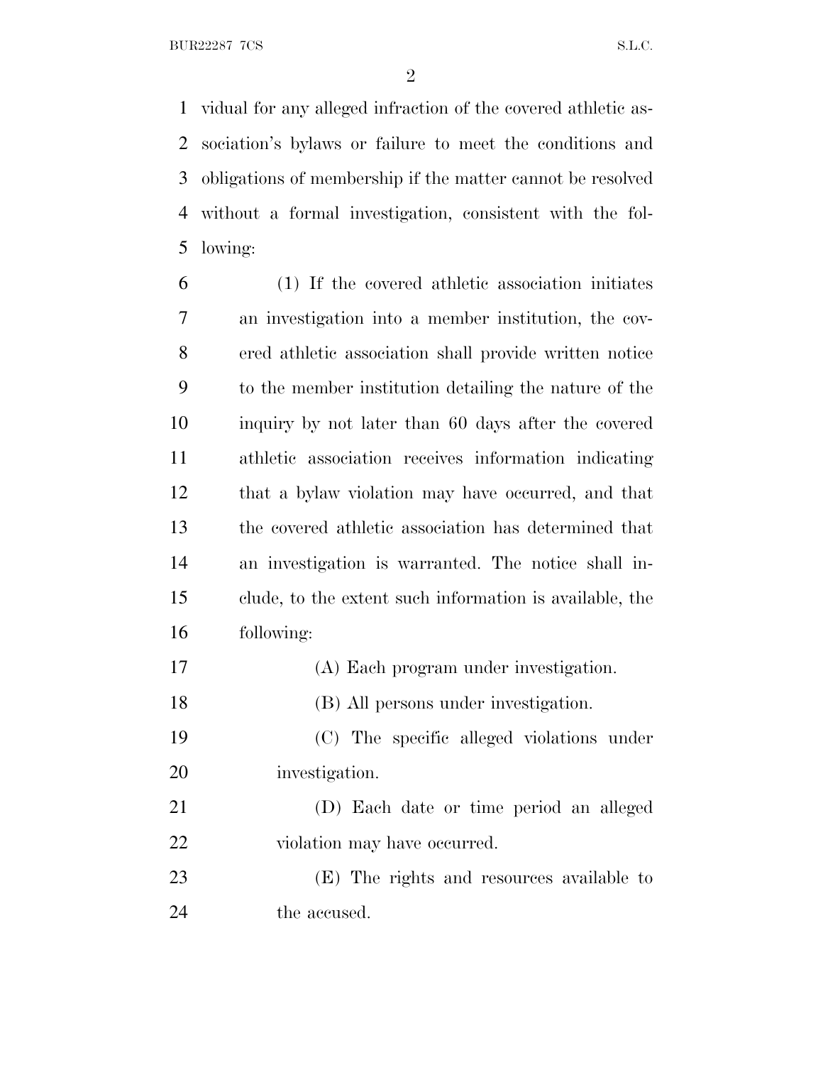vidual for any alleged infraction of the covered athletic association's bylaws or failure to meet the conditions and obligations of membership if the matter cannot be resolved without a formal investigation, consistent with the following:

(1) If the covered athletic association initiates an investigation into a member institution, the covered athletic association shall provide written notice to the member institution detailing the nature of the inquiry by not later than 60 days after the covered athletic association receives information indicating that a bylaw violation may have occurred, and that the covered athletic association has determined that an investigation is warranted. The notice shall include, to the extent such information is available, the following:

(A) Each program under investigation.

(B) All persons under investigation.

(C) The specific alleged violations under investigation.

(D) Each date or time period an alleged violation may have occurred.

(E) The rights and resources available to the accused.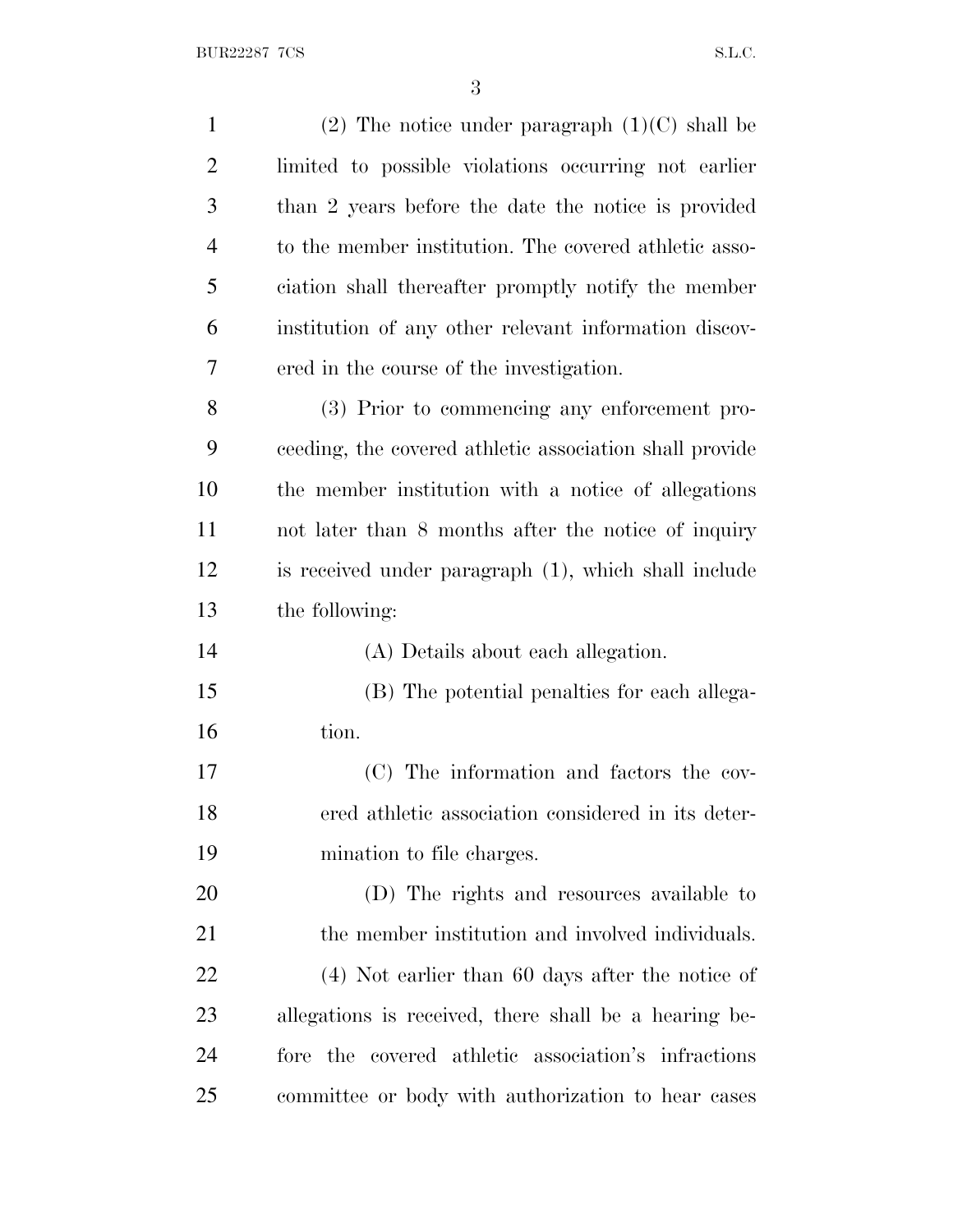(2) The notice under paragraph (1)(C) shall be limited to possible violations occurring not earlier than 2 years before the date the notice is provided to the member institution. The covered athletic association shall thereafter promptly notify the member institution of any other relevant information discovered in the course of the investigation.

(3) Prior to commencing any enforcement proceeding, the covered athletic association shall provide the member institution with a notice of allegations not later than 8 months after the notice of inquiry is received under paragraph (1), which shall include the following:

(A) Details about each allegation.

(B) The potential penalties for each allegation.

(C) The information and factors the covered athletic association considered in its determination to file charges.

(D) The rights and resources available to the member institution and involved individuals.

(4) Not earlier than 60 days after the notice of allegations is received, there shall be a hearing before the covered athletic association's infractions committee or body with authorization to hear cases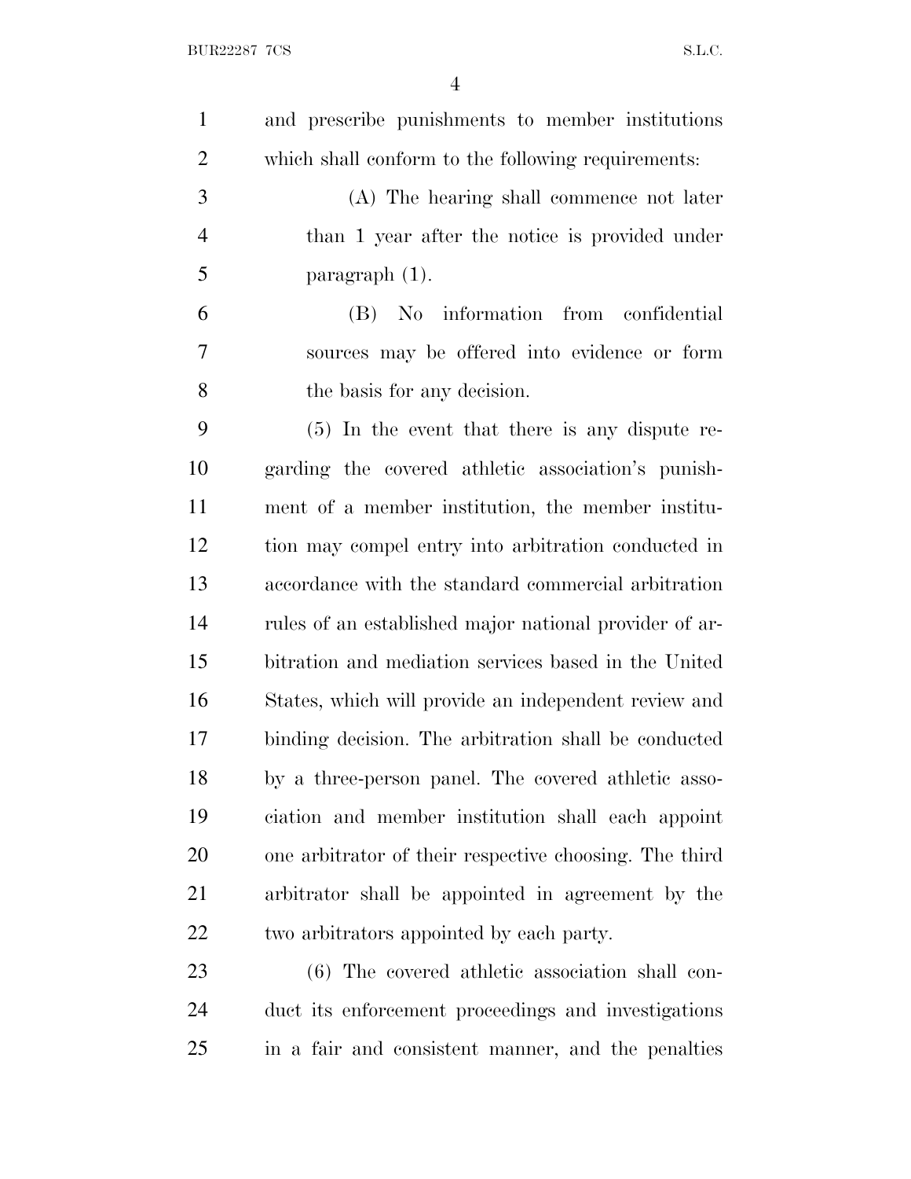and prescribe punishments to member institutions which shall conform to the following requirements:

(A) The hearing shall commence not later than 1 year after the notice is provided under paragraph (1).

(B) No information from confidential sources may be offered into evidence or form the basis for any decision.

(5) In the event that there is any dispute regarding the covered athletic association's punishment of a member institution, the member institution may compel entry into arbitration conducted in accordance with the standard commercial arbitration rules of an established major national provider of arbitration and mediation services based in the United States, which will provide an independent review and binding decision. The arbitration shall be conducted by a three-person panel. The covered athletic association and member institution shall each appoint one arbitrator of their respective choosing. The third arbitrator shall be appointed in agreement by the two arbitrators appointed by each party.

(6) The covered athletic association shall conduct its enforcement proceedings and investigations in a fair and consistent manner, and the penalties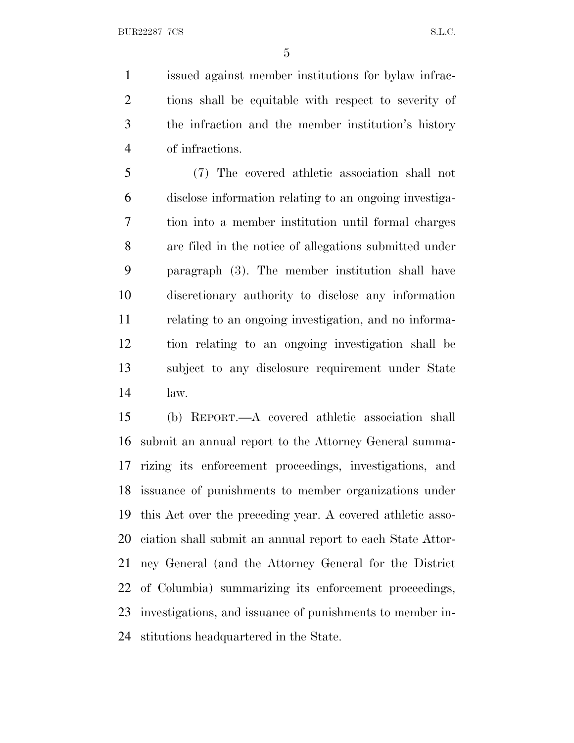issued against member institutions for bylaw infractions shall be equitable with respect to severity of the infraction and the member institution's history of infractions.

(7) The covered athletic association shall not disclose information relating to an ongoing investigation into a member institution until formal charges are filed in the notice of allegations submitted under paragraph (3). The member institution shall have discretionary authority to disclose any information relating to an ongoing investigation, and no information relating to an ongoing investigation shall be subject to any disclosure requirement under State law.

(b) REPORT.—A covered athletic association shall submit an annual report to the Attorney General summarizing its enforcement proceedings, investigations, and issuance of punishments to member organizations under this Act over the preceding year. A covered athletic association shall submit an annual report to each State Attorney General (and the Attorney General for the District of Columbia) summarizing its enforcement proceedings, investigations, and issuance of punishments to member institutions headquartered in the State.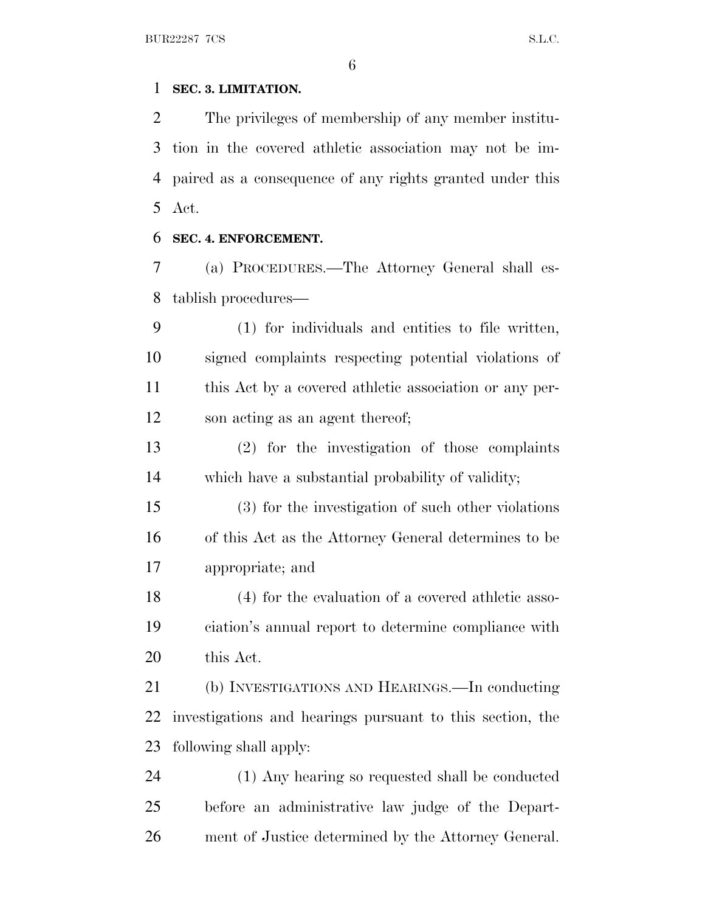**SEC. 3. LIMITATION.**

The privileges of membership of any member institution in the covered athletic association may not be impaired as a consequence of any rights granted under this Act.

**SEC. 4. ENFORCEMENT.**

(a) PROCEDURES.—The Attorney General shall establish procedures—

(1) for individuals and entities to file written, signed complaints respecting potential violations of this Act by a covered athletic association or any person acting as an agent thereof;

(2) for the investigation of those complaints which have a substantial probability of validity;

(3) for the investigation of such other violations of this Act as the Attorney General determines to be appropriate; and

(4) for the evaluation of a covered athletic association's annual report to determine compliance with this Act.

(b) INVESTIGATIONS AND HEARINGS.—In conducting investigations and hearings pursuant to this section, the following shall apply:

(1) Any hearing so requested shall be conducted before an administrative law judge of the Department of Justice determined by the Attorney General.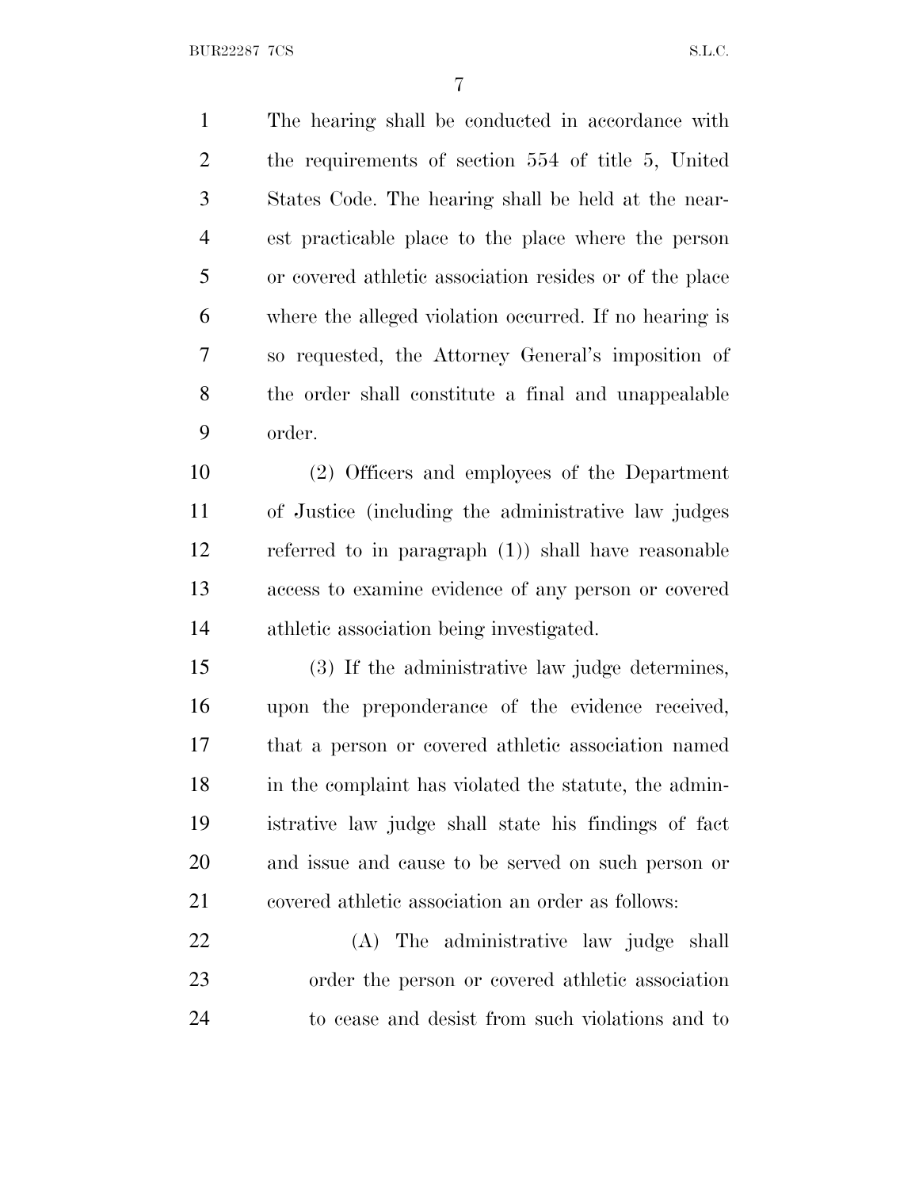The hearing shall be conducted in accordance with the requirements of section 554 of title 5, United States Code. The hearing shall be held at the nearest practicable place to the place where the person or covered athletic association resides or of the place where the alleged violation occurred. If no hearing is so requested, the Attorney General's imposition of the order shall constitute a final and unappealable order.

(2) Officers and employees of the Department of Justice (including the administrative law judges referred to in paragraph (1)) shall have reasonable access to examine evidence of any person or covered athletic association being investigated.

(3) If the administrative law judge determines, upon the preponderance of the evidence received, that a person or covered athletic association named in the complaint has violated the statute, the administrative law judge shall state his findings of fact and issue and cause to be served on such person or covered athletic association an order as follows:

(A) The administrative law judge shall order the person or covered athletic association to cease and desist from such violations and to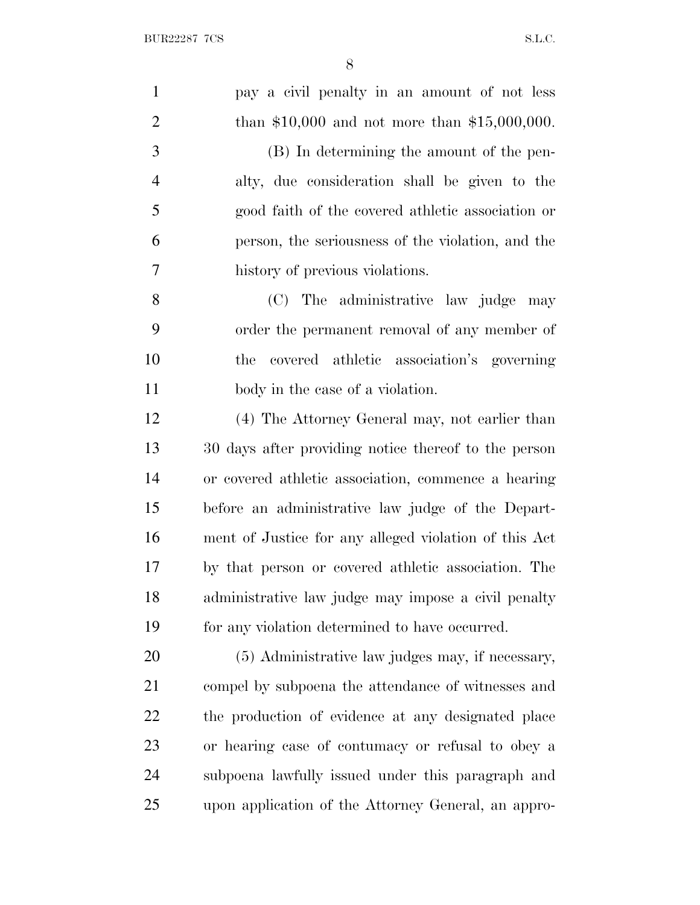pay a civil penalty in an amount of not less than $10,000 and not more than $15,000,000.

(B) In determining the amount of the penalty, due consideration shall be given to the good faith of the covered athletic association or person, the seriousness of the violation, and the history of previous violations.

(C) The administrative law judge may order the permanent removal of any member of the covered athletic association's governing body in the case of a violation.

(4) The Attorney General may, not earlier than 30 days after providing notice thereof to the person or covered athletic association, commence a hearing before an administrative law judge of the Department of Justice for any alleged violation of this Act by that person or covered athletic association. The administrative law judge may impose a civil penalty for any violation determined to have occurred.

(5) Administrative law judges may, if necessary, compel by subpoena the attendance of witnesses and the production of evidence at any designated place or hearing case of contumacy or refusal to obey a subpoena lawfully issued under this paragraph and upon application of the Attorney General, an appro-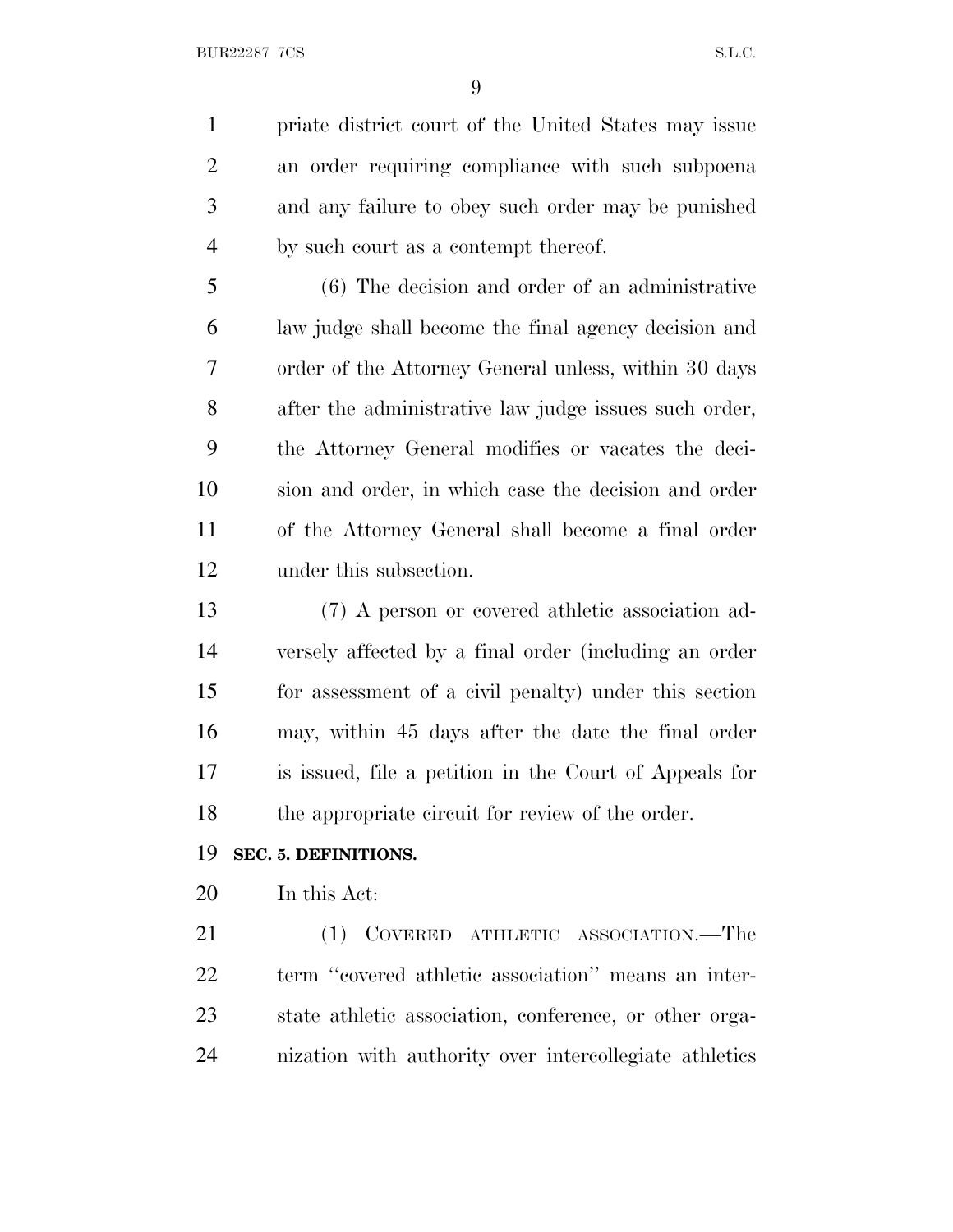priate district court of the United States may issue an order requiring compliance with such subpoena and any failure to obey such order may be punished by such court as a contempt thereof.

(6) The decision and order of an administrative law judge shall become the final agency decision and order of the Attorney General unless, within 30 days after the administrative law judge issues such order, the Attorney General modifies or vacates the decision and order, in which case the decision and order of the Attorney General shall become a final order under this subsection.

(7) A person or covered athletic association adversely affected by a final order (including an order for assessment of a civil penalty) under this section may, within 45 days after the date the final order is issued, file a petition in the Court of Appeals for the appropriate circuit for review of the order.

**SEC. 5. DEFINITIONS.**

In this Act:

(1) COVERED ATHLETIC ASSOCIATION.—The term "covered athletic association" means an interstate athletic association, conference, or other organization with authority over intercollegiate athletics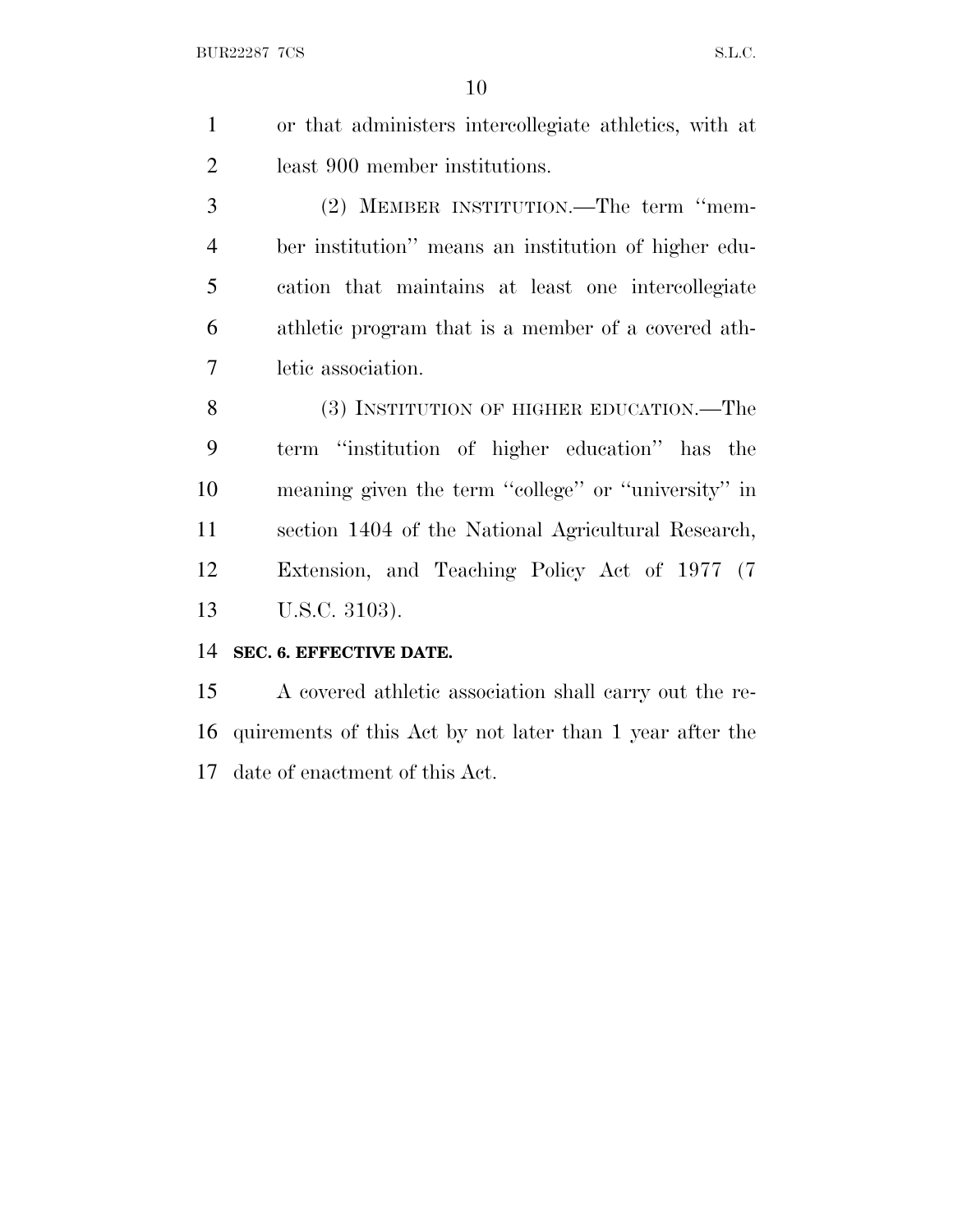or that administers intercollegiate athletics, with at least 900 member institutions.

(2) MEMBER INSTITUTION.—The term "member institution" means an institution of higher education that maintains at least one intercollegiate athletic program that is a member of a covered athletic association.

(3) INSTITUTION OF HIGHER EDUCATION.—The term "institution of higher education" has the meaning given the term "college" or "university" in section 1404 of the National Agricultural Research, Extension, and Teaching Policy Act of 1977 (7 U.S.C. 3103).

**SEC. 6. EFFECTIVE DATE.**

A covered athletic association shall carry out the requirements of this Act by not later than 1 year after the date of enactment of this Act.